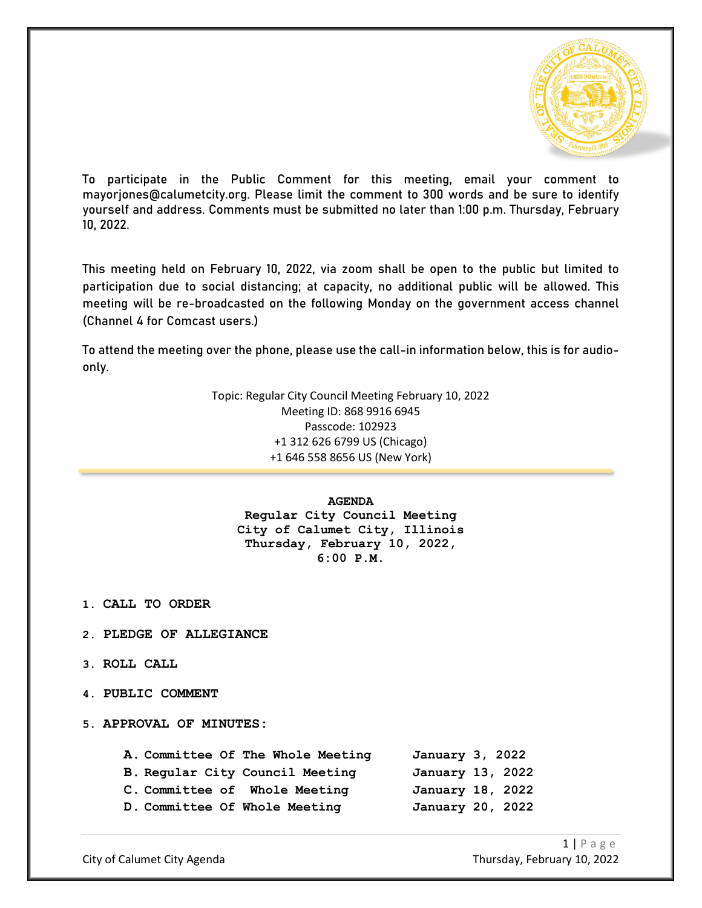To participate in the Public Comment for this meeting, email your comment to mayorjones@calumetcity.org. Please limit the comment to 300 words and be sure to identify yourself and address. Comments must be submitted no later than 1:00 p.m. Thursday, February 10, 2022.

This meeting held on February 10, 2022, via zoom shall be open to the public but limited to participation due to social distancing; at capacity, no additional public will be allowed. This meeting will be re-broadcasted on the following Monday on the government access channel (Channel 4 for Comcast users.)

To attend the meeting over the phone, please use the call-in information below, this is for audio-only.

Topic: Regular City Council Meeting February 10, 2022
Meeting ID: 868 9916 6945
Passcode: 102923
+1 312 626 6799 US (Chicago)
+1 646 558 8656 US (New York)

---

**AGENDA**
**Regular City Council Meeting**
**City of Calumet City, Illinois**
**Thursday, February 10, 2022,**
**6:00 P.M.**

1. **CALL TO ORDER**
2. **PLEDGE OF ALLEGIANCE**
3. **ROLL CALL**
4. **PUBLIC COMMENT**
5. **APPROVAL OF MINUTES:**

   A. Committee Of The Whole Meeting — January 3, 2022
   B. Regular City Council Meeting — January 13, 2022
   C. Committee of Whole Meeting — January 18, 2022
   D. Committee Of Whole Meeting — January 20, 2022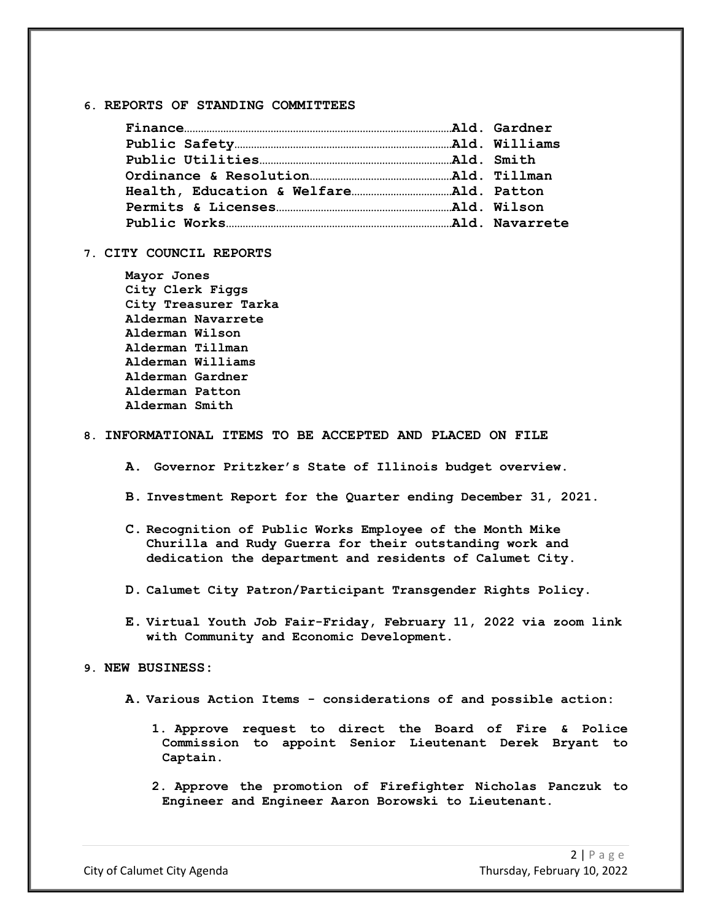**6. REPORTS OF STANDING COMMITTEES**

**Finance……………………………………………………Ald. Gardner**
**Public Safety…………………………………………Ald. Williams**
**Public Utilities……………………………………Ald. Smith**
**Ordinance & Resolution………………………Ald. Tillman**
**Health, Education & Welfare………………Ald. Patton**
**Permits & Licenses………………………………Ald. Wilson**
**Public Works……………………………………………Ald. Navarrete**

**7. CITY COUNCIL REPORTS**

**Mayor Jones**
**City Clerk Figgs**
**City Treasurer Tarka**
**Alderman Navarrete**
**Alderman Wilson**
**Alderman Tillman**
**Alderman Williams**
**Alderman Gardner**
**Alderman Patton**
**Alderman Smith**

**8. INFORMATIONAL ITEMS TO BE ACCEPTED AND PLACED ON FILE**

**A. Governor Pritzker's State of Illinois budget overview.**

**B. Investment Report for the Quarter ending December 31, 2021.**

**C. Recognition of Public Works Employee of the Month Mike Churilla and Rudy Guerra for their outstanding work and dedication the department and residents of Calumet City.**

**D. Calumet City Patron/Participant Transgender Rights Policy.**

**E. Virtual Youth Job Fair-Friday, February 11, 2022 via zoom link with Community and Economic Development.**

**9. NEW BUSINESS:**

**A. Various Action Items - considerations of and possible action:**

**1. Approve request to direct the Board of Fire & Police Commission to appoint Senior Lieutenant Derek Bryant to Captain.**

**2. Approve the promotion of Firefighter Nicholas Panczuk to Engineer and Engineer Aaron Borowski to Lieutenant.**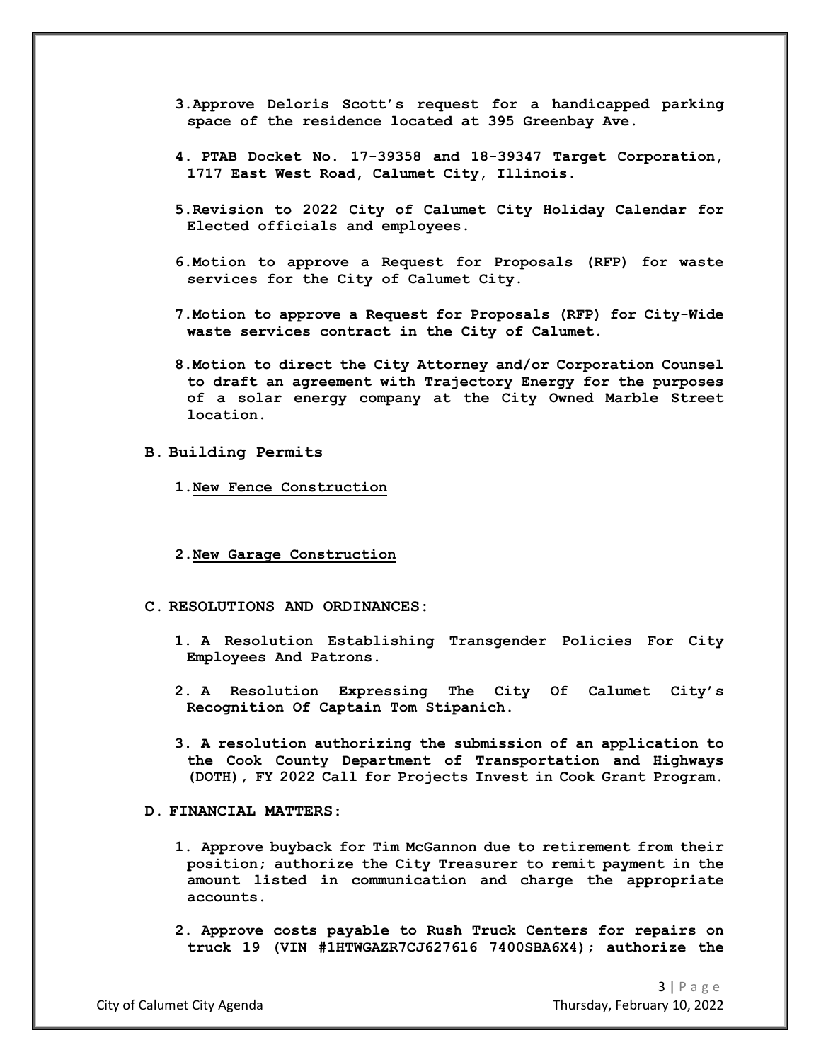3. Approve Deloris Scott's request for a handicapped parking space of the residence located at 395 Greenbay Ave.

4. PTAB Docket No. 17-39358 and 18-39347 Target Corporation, 1717 East West Road, Calumet City, Illinois.

5. Revision to 2022 City of Calumet City Holiday Calendar for Elected officials and employees.

6. Motion to approve a Request for Proposals (RFP) for waste services for the City of Calumet City.

7. Motion to approve a Request for Proposals (RFP) for City-Wide waste services contract in the City of Calumet.

8. Motion to direct the City Attorney and/or Corporation Counsel to draft an agreement with Trajectory Energy for the purposes of a solar energy company at the City Owned Marble Street location.

**B. Building Permits**

1. <u>New Fence Construction</u>

2. <u>New Garage Construction</u>

**C. RESOLUTIONS AND ORDINANCES:**

1. A Resolution Establishing Transgender Policies For City Employees And Patrons.

2. A Resolution Expressing The City Of Calumet City's Recognition Of Captain Tom Stipanich.

3. A resolution authorizing the submission of an application to the Cook County Department of Transportation and Highways (DOTH), FY 2022 Call for Projects Invest in Cook Grant Program.

**D. FINANCIAL MATTERS:**

1. Approve buyback for Tim McGannon due to retirement from their position; authorize the City Treasurer to remit payment in the amount listed in communication and charge the appropriate accounts.

2. Approve costs payable to Rush Truck Centers for repairs on truck 19 (VIN #1HTWGAZR7CJ627616 7400SBA6X4); authorize the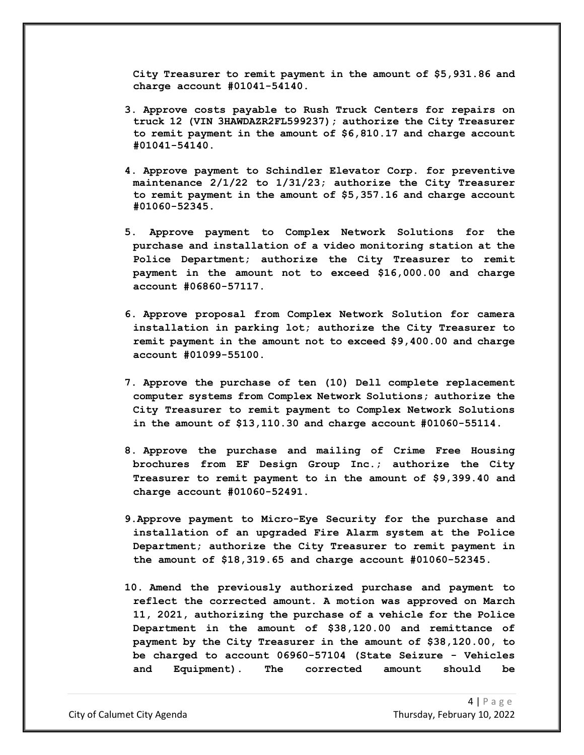City Treasurer to remit payment in the amount of $5,931.86 and charge account #01041-54140.

3. Approve costs payable to Rush Truck Centers for repairs on truck 12 (VIN 3HAWDAZR2FL599237); authorize the City Treasurer to remit payment in the amount of $6,810.17 and charge account #01041-54140.

4. Approve payment to Schindler Elevator Corp. for preventive maintenance 2/1/22 to 1/31/23; authorize the City Treasurer to remit payment in the amount of $5,357.16 and charge account #01060-52345.

5. Approve payment to Complex Network Solutions for the purchase and installation of a video monitoring station at the Police Department; authorize the City Treasurer to remit payment in the amount not to exceed $16,000.00 and charge account #06860-57117.

6. Approve proposal from Complex Network Solution for camera installation in parking lot; authorize the City Treasurer to remit payment in the amount not to exceed $9,400.00 and charge account #01099-55100.

7. Approve the purchase of ten (10) Dell complete replacement computer systems from Complex Network Solutions; authorize the City Treasurer to remit payment to Complex Network Solutions in the amount of $13,110.30 and charge account #01060-55114.

8. Approve the purchase and mailing of Crime Free Housing brochures from EF Design Group Inc.; authorize the City Treasurer to remit payment to in the amount of $9,399.40 and charge account #01060-52491.

9. Approve payment to Micro-Eye Security for the purchase and installation of an upgraded Fire Alarm system at the Police Department; authorize the City Treasurer to remit payment in the amount of $18,319.65 and charge account #01060-52345.

10. Amend the previously authorized purchase and payment to reflect the corrected amount. A motion was approved on March 11, 2021, authorizing the purchase of a vehicle for the Police Department in the amount of $38,120.00 and remittance of payment by the City Treasurer in the amount of $38,120.00, to be charged to account 06960-57104 (State Seizure - Vehicles and Equipment). The corrected amount should be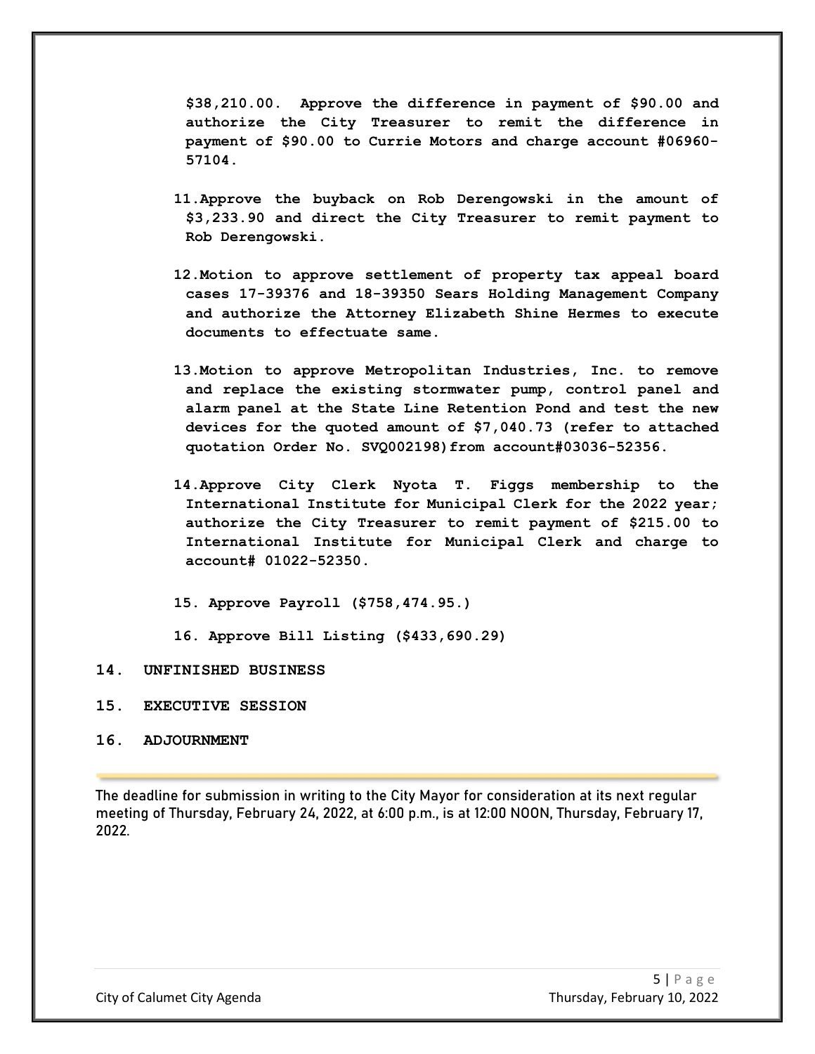**$38,210.00. Approve the difference in payment of $90.00 and authorize the City Treasurer to remit the difference in payment of $90.00 to Currie Motors and charge account #06960-57104.**

11. **Approve the buyback on Rob Derengowski in the amount of $3,233.90 and direct the City Treasurer to remit payment to Rob Derengowski.**

12. **Motion to approve settlement of property tax appeal board cases 17-39376 and 18-39350 Sears Holding Management Company and authorize the Attorney Elizabeth Shine Hermes to execute documents to effectuate same.**

13. **Motion to approve Metropolitan Industries, Inc. to remove and replace the existing stormwater pump, control panel and alarm panel at the State Line Retention Pond and test the new devices for the quoted amount of $7,040.73 (refer to attached quotation Order No. SVQ002198)from account#03036-52356.**

14. **Approve City Clerk Nyota T. Figgs membership to the International Institute for Municipal Clerk for the 2022 year; authorize the City Treasurer to remit payment of $215.00 to International Institute for Municipal Clerk and charge to account# 01022-52350.**

15. **Approve Payroll ($758,474.95.)**

16. **Approve Bill Listing ($433,690.29)**

**14. UNFINISHED BUSINESS**

**15. EXECUTIVE SESSION**

**16. ADJOURNMENT**

---

The deadline for submission in writing to the City Mayor for consideration at its next regular meeting of Thursday, February 24, 2022, at 6:00 p.m., is at 12:00 NOON, Thursday, February 17, 2022.